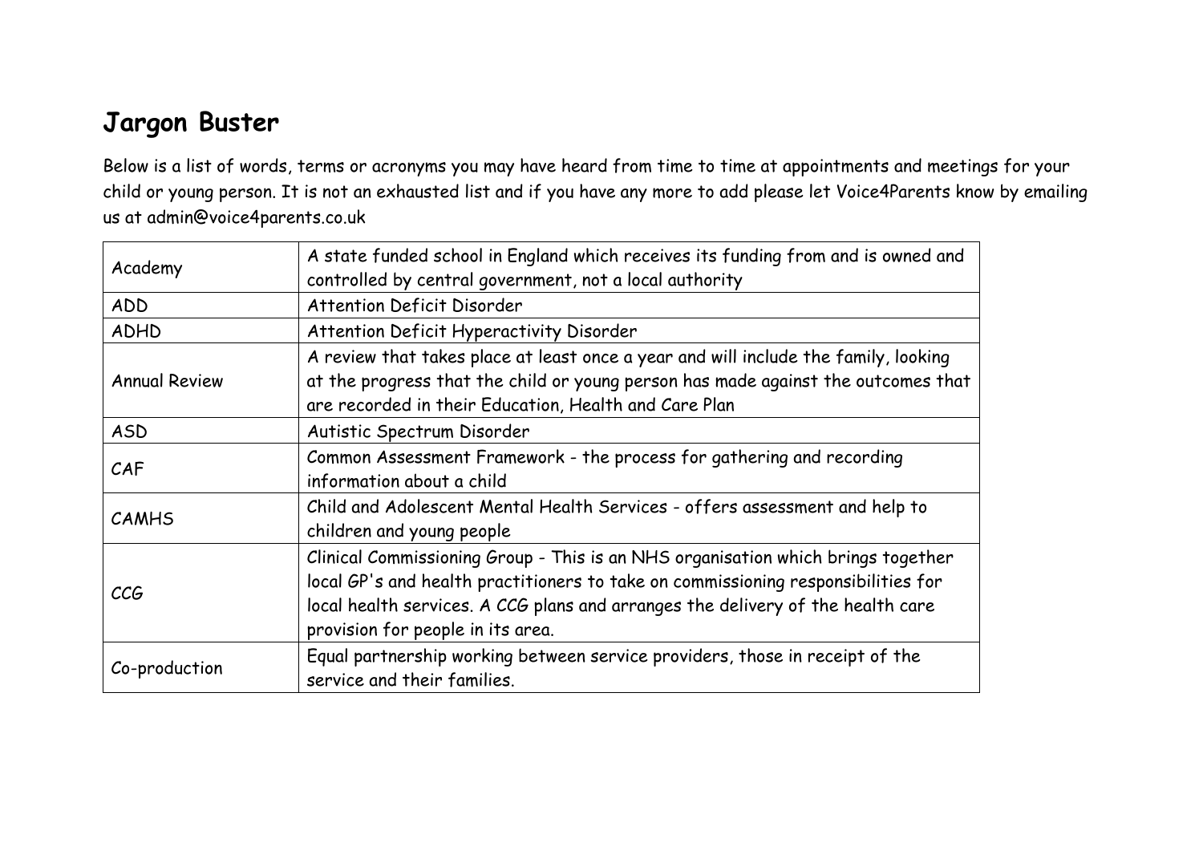# Jargon Buster

Below is a list of words, terms or acronyms you may have heard from time to time at appointments and meetings for your child or young person. It is not an exhausted list and if you have any more to add please let Voice4Parents know by emailing us at admin@voice4parents.co.uk

| | |
|---|---|
| Academy | A state funded school in England which receives its funding from and is owned and controlled by central government, not a local authority |
| ADD | Attention Deficit Disorder |
| ADHD | Attention Deficit Hyperactivity Disorder |
| Annual Review | A review that takes place at least once a year and will include the family, looking at the progress that the child or young person has made against the outcomes that are recorded in their Education, Health and Care Plan |
| ASD | Autistic Spectrum Disorder |
| CAF | Common Assessment Framework - the process for gathering and recording information about a child |
| CAMHS | Child and Adolescent Mental Health Services - offers assessment and help to children and young people |
| CCG | Clinical Commissioning Group - This is an NHS organisation which brings together local GP's and health practitioners to take on commissioning responsibilities for local health services. A CCG plans and arranges the delivery of the health care provision for people in its area. |
| Co-production | Equal partnership working between service providers, those in receipt of the service and their families. |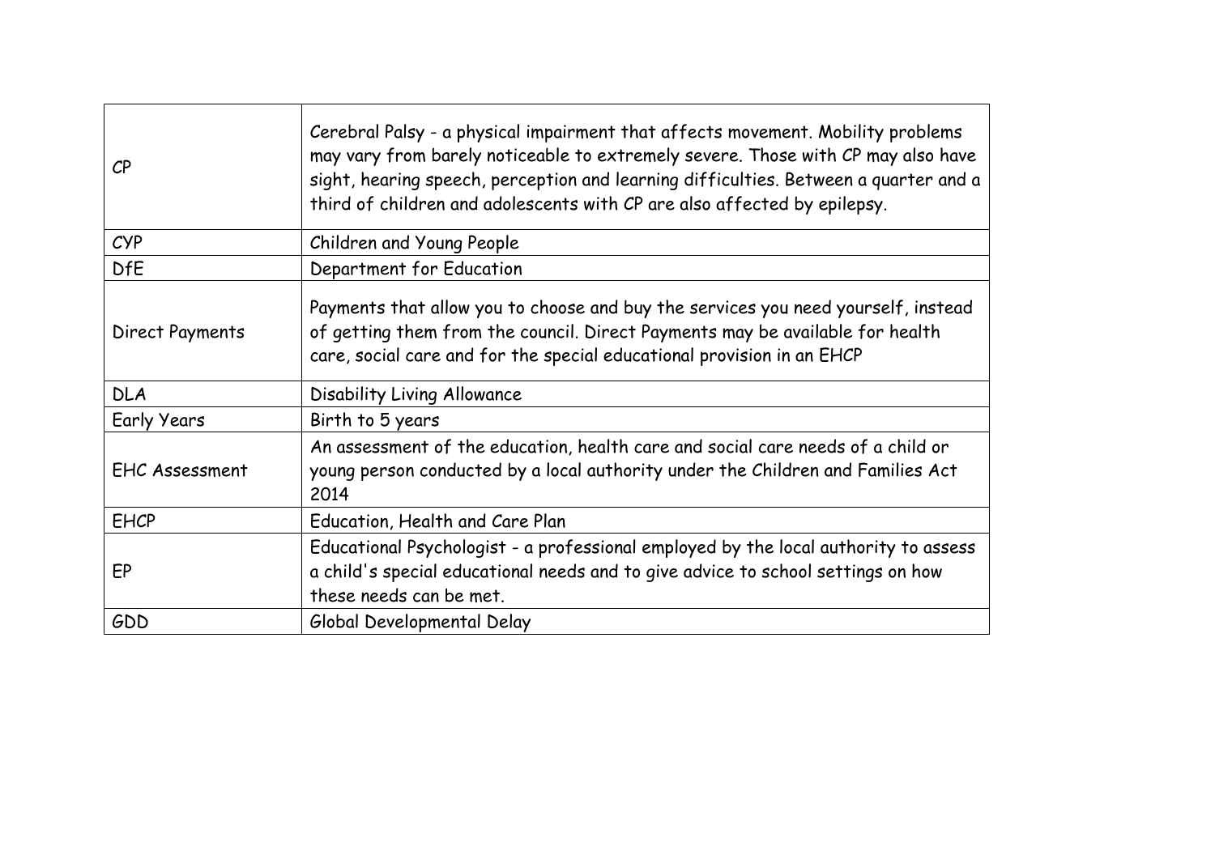| | |
|---|---|
| CP | Cerebral Palsy - a physical impairment that affects movement. Mobility problems may vary from barely noticeable to extremely severe. Those with CP may also have sight, hearing speech, perception and learning difficulties. Between a quarter and a third of children and adolescents with CP are also affected by epilepsy. |
| CYP | Children and Young People |
| DfE | Department for Education |
| Direct Payments | Payments that allow you to choose and buy the services you need yourself, instead of getting them from the council. Direct Payments may be available for health care, social care and for the special educational provision in an EHCP |
| DLA | Disability Living Allowance |
| Early Years | Birth to 5 years |
| EHC Assessment | An assessment of the education, health care and social care needs of a child or young person conducted by a local authority under the Children and Families Act 2014 |
| EHCP | Education, Health and Care Plan |
| EP | Educational Psychologist - a professional employed by the local authority to assess a child's special educational needs and to give advice to school settings on how these needs can be met. |
| GDD | Global Developmental Delay |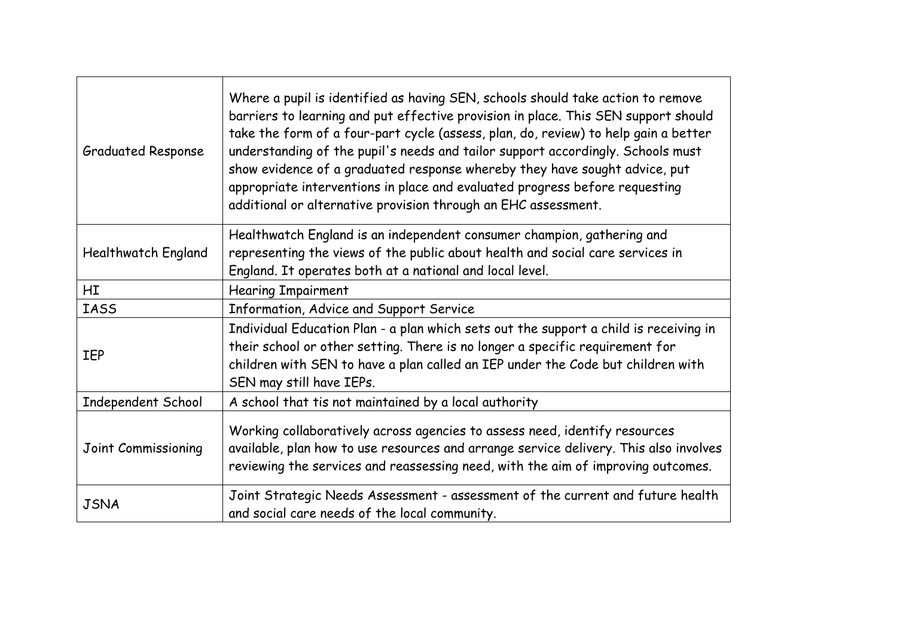| | |
|---|---|
| Graduated Response | Where a pupil is identified as having SEN, schools should take action to remove barriers to learning and put effective provision in place. This SEN support should take the form of a four-part cycle (assess, plan, do, review) to help gain a better understanding of the pupil's needs and tailor support accordingly. Schools must show evidence of a graduated response whereby they have sought advice, put appropriate interventions in place and evaluated progress before requesting additional or alternative provision through an EHC assessment. |
| Healthwatch England | Healthwatch England is an independent consumer champion, gathering and representing the views of the public about health and social care services in England. It operates both at a national and local level. |
| HI | Hearing Impairment |
| IASS | Information, Advice and Support Service |
| IEP | Individual Education Plan - a plan which sets out the support a child is receiving in their school or other setting. There is no longer a specific requirement for children with SEN to have a plan called an IEP under the Code but children with SEN may still have IEPs. |
| Independent School | A school that tis not maintained by a local authority |
| Joint Commissioning | Working collaboratively across agencies to assess need, identify resources available, plan how to use resources and arrange service delivery. This also involves reviewing the services and reassessing need, with the aim of improving outcomes. |
| JSNA | Joint Strategic Needs Assessment - assessment of the current and future health and social care needs of the local community. |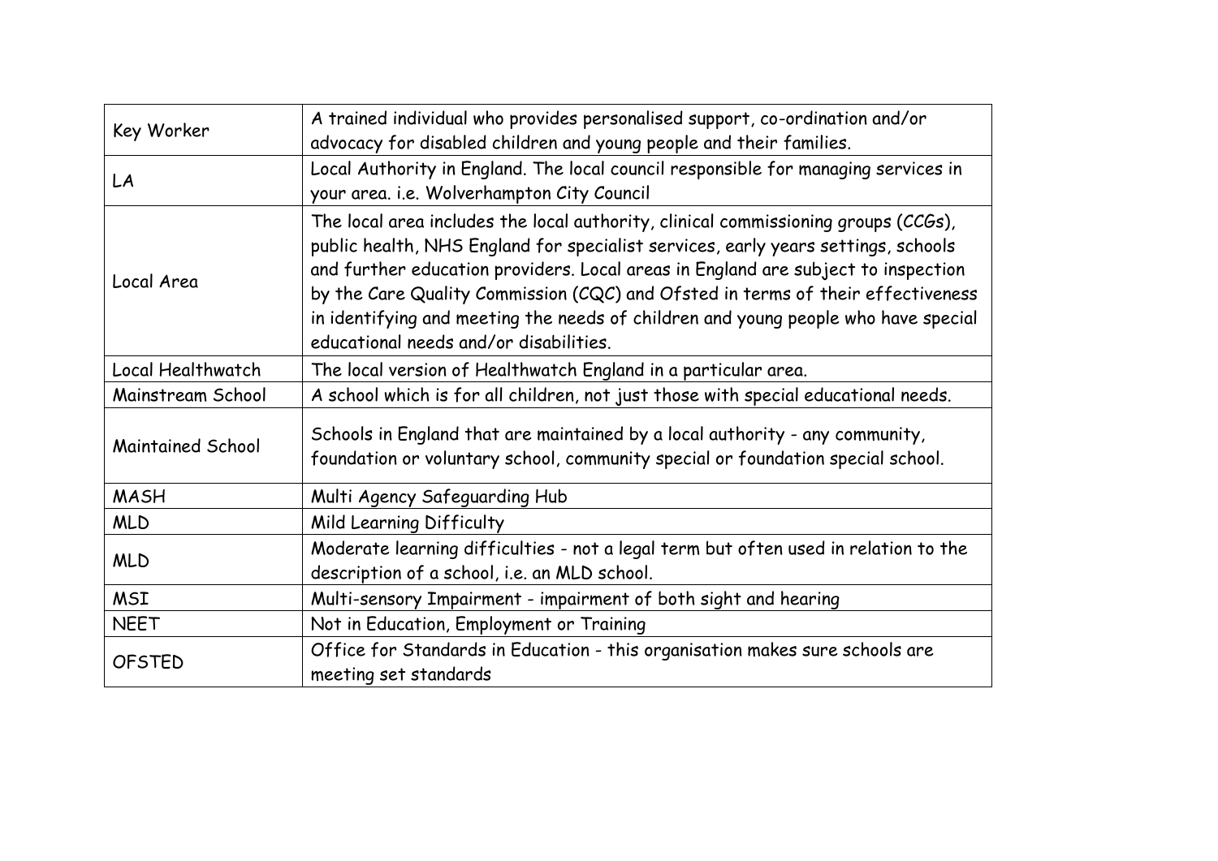| | |
|---|---|
| Key Worker | A trained individual who provides personalised support, co-ordination and/or advocacy for disabled children and young people and their families. |
| LA | Local Authority in England. The local council responsible for managing services in your area. i.e. Wolverhampton City Council |
| Local Area | The local area includes the local authority, clinical commissioning groups (CCGs), public health, NHS England for specialist services, early years settings, schools and further education providers. Local areas in England are subject to inspection by the Care Quality Commission (CQC) and Ofsted in terms of their effectiveness in identifying and meeting the needs of children and young people who have special educational needs and/or disabilities. |
| Local Healthwatch | The local version of Healthwatch England in a particular area. |
| Mainstream School | A school which is for all children, not just those with special educational needs. |
| Maintained School | Schools in England that are maintained by a local authority - any community, foundation or voluntary school, community special or foundation special school. |
| MASH | Multi Agency Safeguarding Hub |
| MLD | Mild Learning Difficulty |
| MLD | Moderate learning difficulties - not a legal term but often used in relation to the description of a school, i.e. an MLD school. |
| MSI | Multi-sensory Impairment - impairment of both sight and hearing |
| NEET | Not in Education, Employment or Training |
| OFSTED | Office for Standards in Education - this organisation makes sure schools are meeting set standards |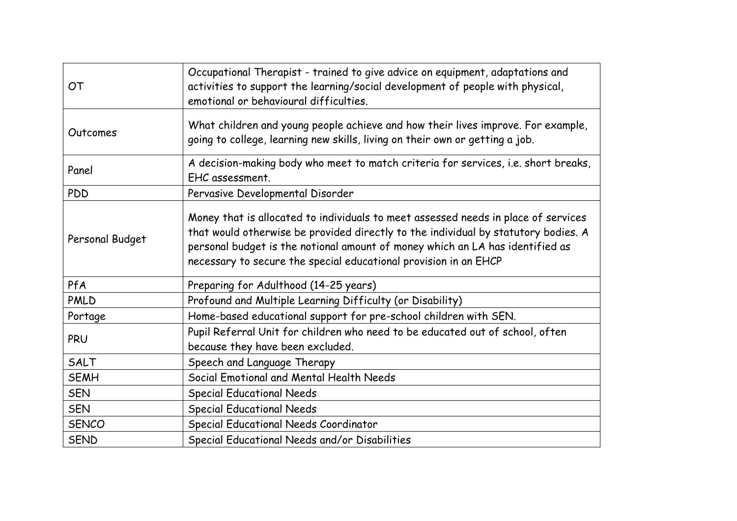| | |
|---|---|
| OT | Occupational Therapist - trained to give advice on equipment, adaptations and activities to support the learning/social development of people with physical, emotional or behavioural difficulties. |
| Outcomes | What children and young people achieve and how their lives improve. For example, going to college, learning new skills, living on their own or getting a job. |
| Panel | A decision-making body who meet to match criteria for services, i.e. short breaks, EHC assessment. |
| PDD | Pervasive Developmental Disorder |
| Personal Budget | Money that is allocated to individuals to meet assessed needs in place of services that would otherwise be provided directly to the individual by statutory bodies. A personal budget is the notional amount of money which an LA has identified as necessary to secure the special educational provision in an EHCP |
| PfA | Preparing for Adulthood (14-25 years) |
| PMLD | Profound and Multiple Learning Difficulty (or Disability) |
| Portage | Home-based educational support for pre-school children with SEN. |
| PRU | Pupil Referral Unit for children who need to be educated out of school, often because they have been excluded. |
| SALT | Speech and Language Therapy |
| SEMH | Social Emotional and Mental Health Needs |
| SEN | Special Educational Needs |
| SEN | Special Educational Needs |
| SENCO | Special Educational Needs Coordinator |
| SEND | Special Educational Needs and/or Disabilities |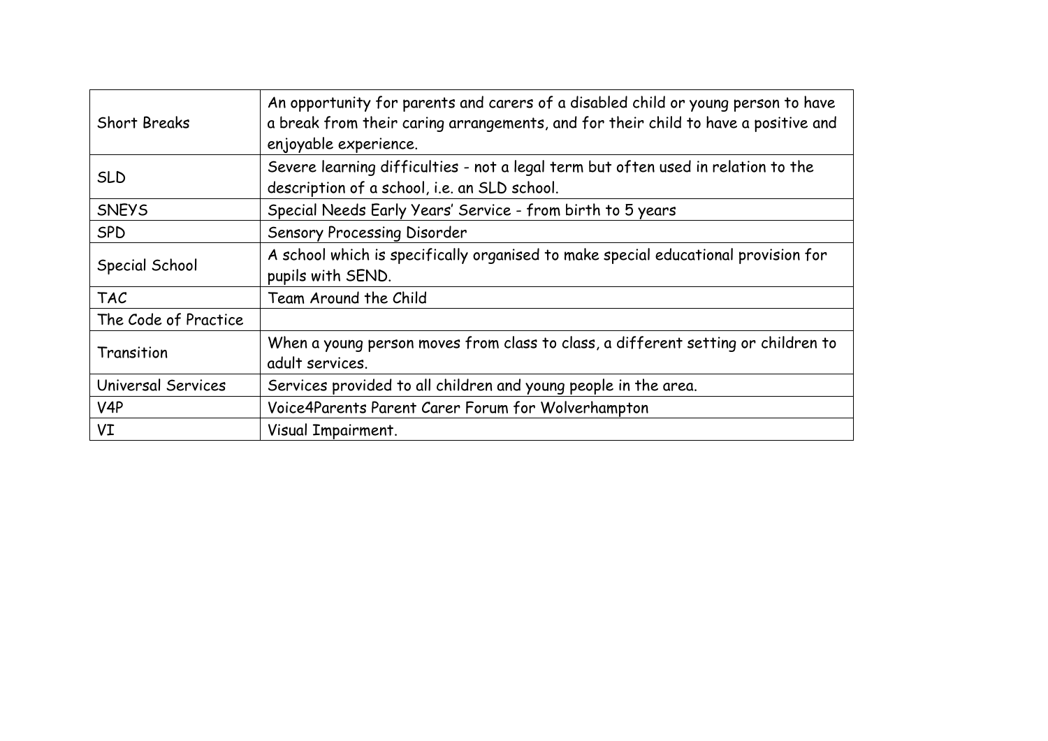| | |
|---|---|
| Short Breaks | An opportunity for parents and carers of a disabled child or young person to have a break from their caring arrangements, and for their child to have a positive and enjoyable experience. |
| SLD | Severe learning difficulties - not a legal term but often used in relation to the description of a school, i.e. an SLD school. |
| SNEYS | Special Needs Early Years' Service - from birth to 5 years |
| SPD | Sensory Processing Disorder |
| Special School | A school which is specifically organised to make special educational provision for pupils with SEND. |
| TAC | Team Around the Child |
| The Code of Practice | |
| Transition | When a young person moves from class to class, a different setting or children to adult services. |
| Universal Services | Services provided to all children and young people in the area. |
| V4P | Voice4Parents Parent Carer Forum for Wolverhampton |
| VI | Visual Impairment. |